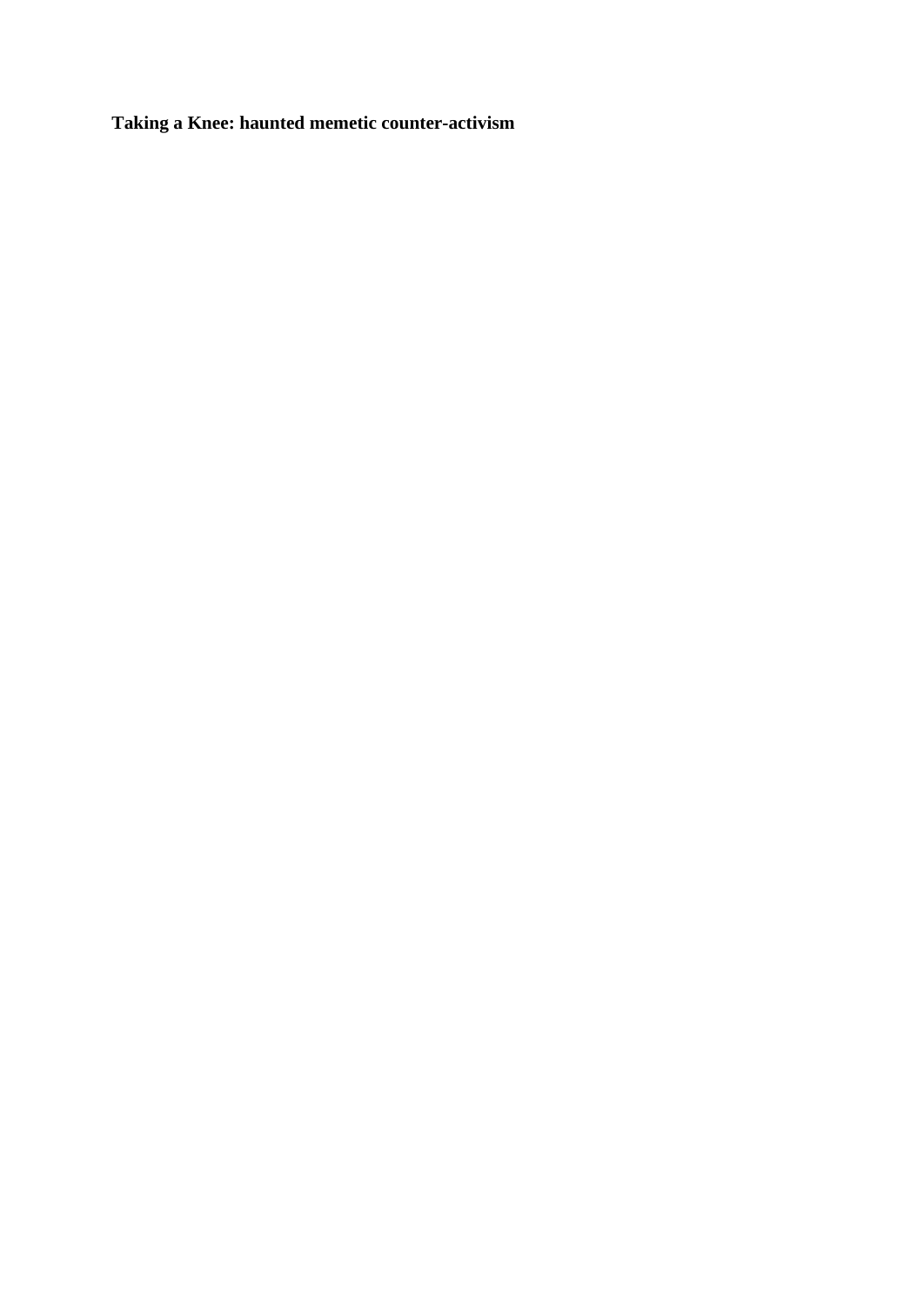# Taking a Knee: haunted memetic counter-activism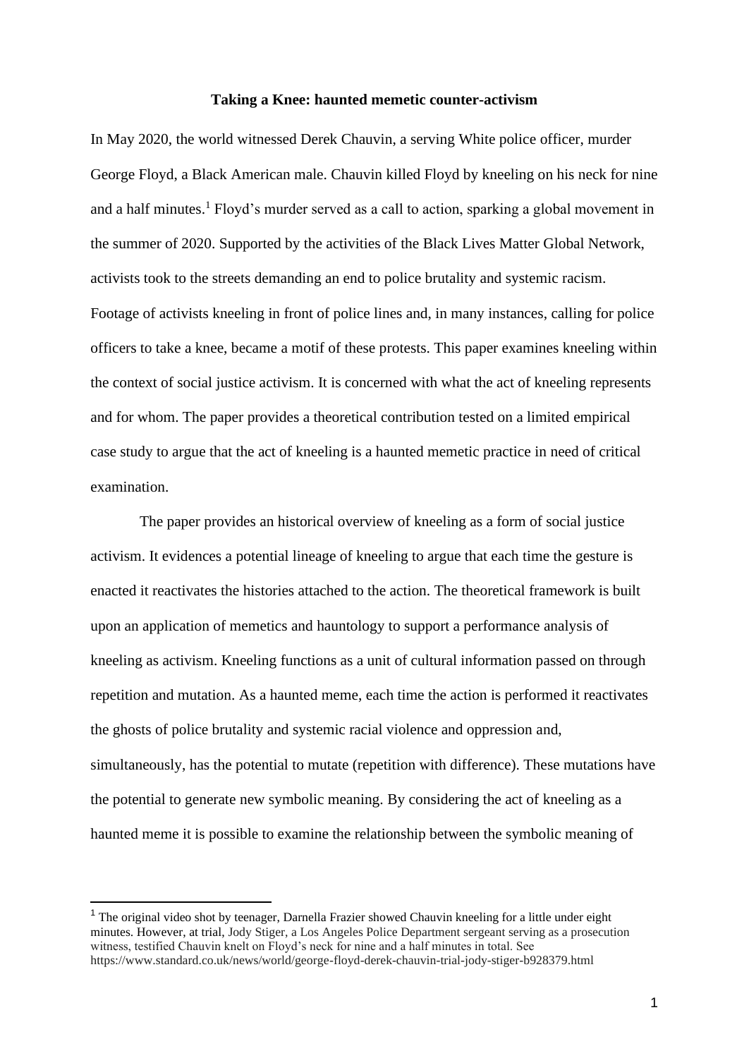**Taking a Knee: haunted memetic counter-activism**

In May 2020, the world witnessed Derek Chauvin, a serving White police officer, murder George Floyd, a Black American male. Chauvin killed Floyd by kneeling on his neck for nine and a half minutes.[1] Floyd's murder served as a call to action, sparking a global movement in the summer of 2020. Supported by the activities of the Black Lives Matter Global Network, activists took to the streets demanding an end to police brutality and systemic racism. Footage of activists kneeling in front of police lines and, in many instances, calling for police officers to take a knee, became a motif of these protests. This paper examines kneeling within the context of social justice activism. It is concerned with what the act of kneeling represents and for whom. The paper provides a theoretical contribution tested on a limited empirical case study to argue that the act of kneeling is a haunted memetic practice in need of critical examination.

The paper provides an historical overview of kneeling as a form of social justice activism. It evidences a potential lineage of kneeling to argue that each time the gesture is enacted it reactivates the histories attached to the action. The theoretical framework is built upon an application of memetics and hauntology to support a performance analysis of kneeling as activism. Kneeling functions as a unit of cultural information passed on through repetition and mutation. As a haunted meme, each time the action is performed it reactivates the ghosts of police brutality and systemic racial violence and oppression and, simultaneously, has the potential to mutate (repetition with difference). These mutations have the potential to generate new symbolic meaning. By considering the act of kneeling as a haunted meme it is possible to examine the relationship between the symbolic meaning of

[1] The original video shot by teenager, Darnella Frazier showed Chauvin kneeling for a little under eight minutes. However, at trial, Jody Stiger, a Los Angeles Police Department sergeant serving as a prosecution witness, testified Chauvin knelt on Floyd's neck for nine and a half minutes in total. See https://www.standard.co.uk/news/world/george-floyd-derek-chauvin-trial-jody-stiger-b928379.html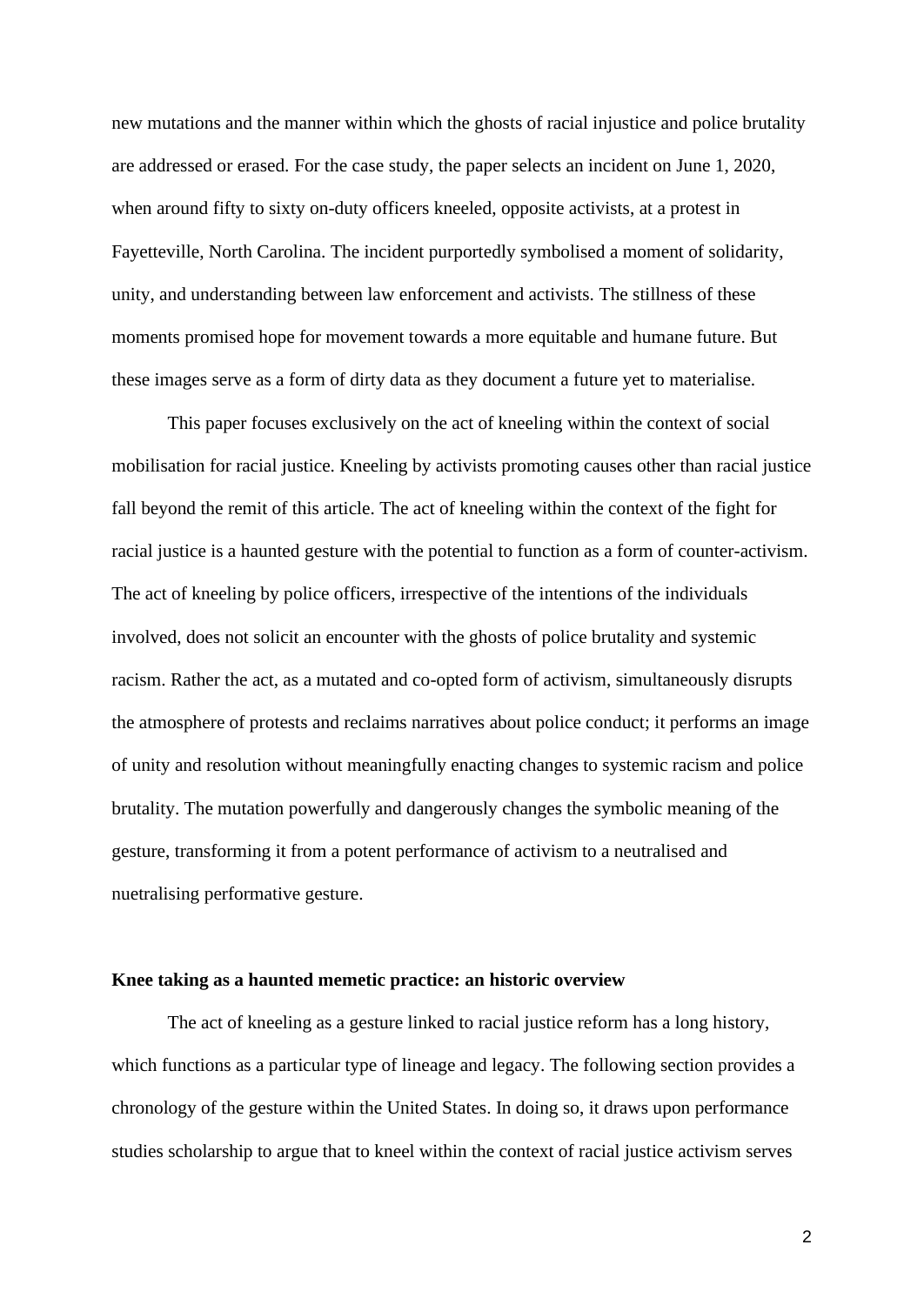new mutations and the manner within which the ghosts of racial injustice and police brutality are addressed or erased. For the case study, the paper selects an incident on June 1, 2020, when around fifty to sixty on-duty officers kneeled, opposite activists, at a protest in Fayetteville, North Carolina. The incident purportedly symbolised a moment of solidarity, unity, and understanding between law enforcement and activists. The stillness of these moments promised hope for movement towards a more equitable and humane future. But these images serve as a form of dirty data as they document a future yet to materialise.

This paper focuses exclusively on the act of kneeling within the context of social mobilisation for racial justice. Kneeling by activists promoting causes other than racial justice fall beyond the remit of this article. The act of kneeling within the context of the fight for racial justice is a haunted gesture with the potential to function as a form of counter-activism. The act of kneeling by police officers, irrespective of the intentions of the individuals involved, does not solicit an encounter with the ghosts of police brutality and systemic racism. Rather the act, as a mutated and co-opted form of activism, simultaneously disrupts the atmosphere of protests and reclaims narratives about police conduct; it performs an image of unity and resolution without meaningfully enacting changes to systemic racism and police brutality. The mutation powerfully and dangerously changes the symbolic meaning of the gesture, transforming it from a potent performance of activism to a neutralised and nuetralising performative gesture.

**Knee taking as a haunted memetic practice: an historic overview**

The act of kneeling as a gesture linked to racial justice reform has a long history, which functions as a particular type of lineage and legacy. The following section provides a chronology of the gesture within the United States. In doing so, it draws upon performance studies scholarship to argue that to kneel within the context of racial justice activism serves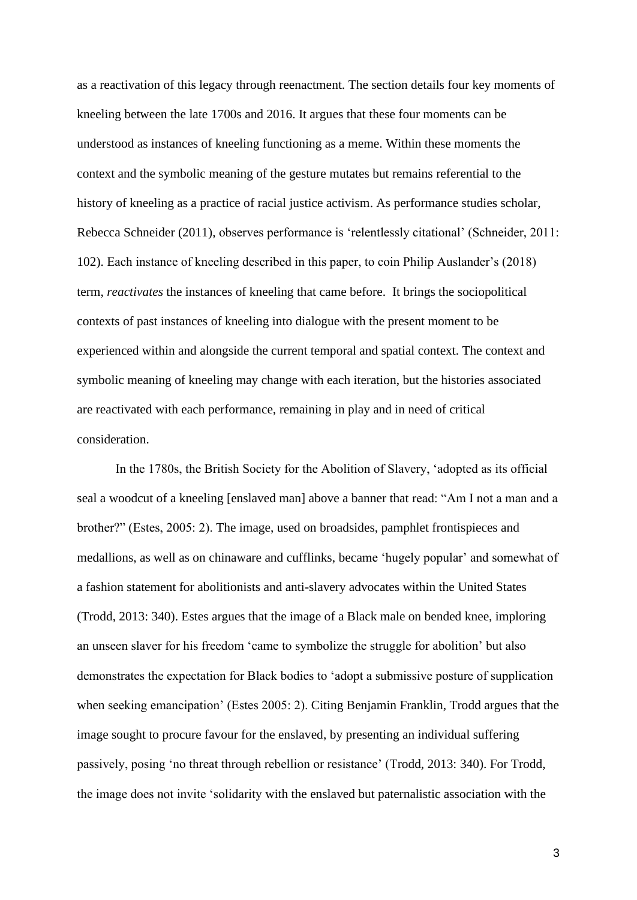as a reactivation of this legacy through reenactment. The section details four key moments of kneeling between the late 1700s and 2016. It argues that these four moments can be understood as instances of kneeling functioning as a meme. Within these moments the context and the symbolic meaning of the gesture mutates but remains referential to the history of kneeling as a practice of racial justice activism. As performance studies scholar, Rebecca Schneider (2011), observes performance is 'relentlessly citational' (Schneider, 2011: 102). Each instance of kneeling described in this paper, to coin Philip Auslander's (2018) term, *reactivates* the instances of kneeling that came before. It brings the sociopolitical contexts of past instances of kneeling into dialogue with the present moment to be experienced within and alongside the current temporal and spatial context. The context and symbolic meaning of kneeling may change with each iteration, but the histories associated are reactivated with each performance, remaining in play and in need of critical consideration.

In the 1780s, the British Society for the Abolition of Slavery, 'adopted as its official seal a woodcut of a kneeling [enslaved man] above a banner that read: "Am I not a man and a brother?" (Estes, 2005: 2). The image, used on broadsides, pamphlet frontispieces and medallions, as well as on chinaware and cufflinks, became 'hugely popular' and somewhat of a fashion statement for abolitionists and anti-slavery advocates within the United States (Trodd, 2013: 340). Estes argues that the image of a Black male on bended knee, imploring an unseen slaver for his freedom 'came to symbolize the struggle for abolition' but also demonstrates the expectation for Black bodies to 'adopt a submissive posture of supplication when seeking emancipation' (Estes 2005: 2). Citing Benjamin Franklin, Trodd argues that the image sought to procure favour for the enslaved, by presenting an individual suffering passively, posing 'no threat through rebellion or resistance' (Trodd, 2013: 340). For Trodd, the image does not invite 'solidarity with the enslaved but paternalistic association with the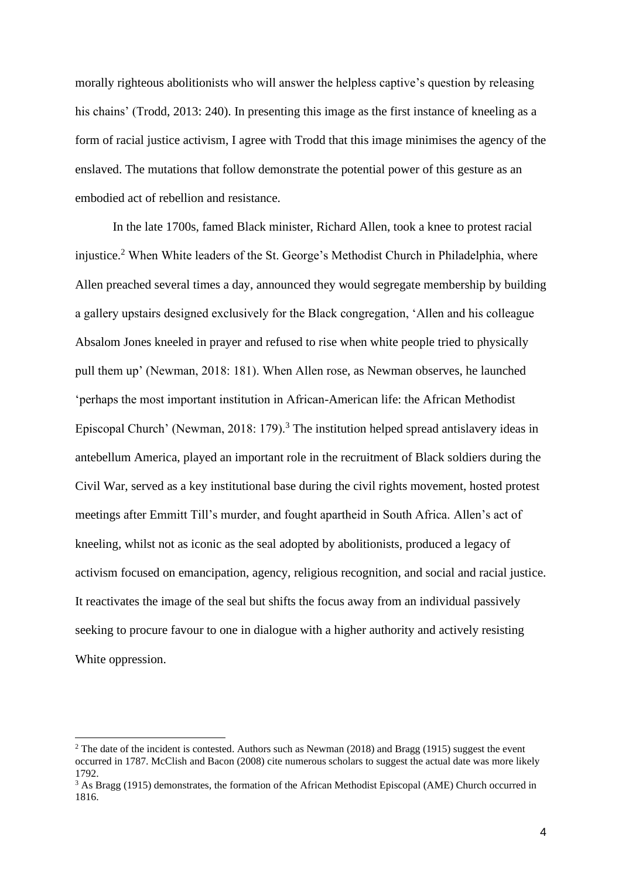morally righteous abolitionists who will answer the helpless captive's question by releasing his chains' (Trodd, 2013: 240). In presenting this image as the first instance of kneeling as a form of racial justice activism, I agree with Trodd that this image minimises the agency of the enslaved. The mutations that follow demonstrate the potential power of this gesture as an embodied act of rebellion and resistance.

In the late 1700s, famed Black minister, Richard Allen, took a knee to protest racial injustice.[2] When White leaders of the St. George's Methodist Church in Philadelphia, where Allen preached several times a day, announced they would segregate membership by building a gallery upstairs designed exclusively for the Black congregation, 'Allen and his colleague Absalom Jones kneeled in prayer and refused to rise when white people tried to physically pull them up' (Newman, 2018: 181). When Allen rose, as Newman observes, he launched 'perhaps the most important institution in African-American life: the African Methodist Episcopal Church' (Newman, 2018: 179).[3] The institution helped spread antislavery ideas in antebellum America, played an important role in the recruitment of Black soldiers during the Civil War, served as a key institutional base during the civil rights movement, hosted protest meetings after Emmitt Till's murder, and fought apartheid in South Africa. Allen's act of kneeling, whilst not as iconic as the seal adopted by abolitionists, produced a legacy of activism focused on emancipation, agency, religious recognition, and social and racial justice. It reactivates the image of the seal but shifts the focus away from an individual passively seeking to procure favour to one in dialogue with a higher authority and actively resisting White oppression.

[2] The date of the incident is contested. Authors such as Newman (2018) and Bragg (1915) suggest the event occurred in 1787. McClish and Bacon (2008) cite numerous scholars to suggest the actual date was more likely 1792.

[3] As Bragg (1915) demonstrates, the formation of the African Methodist Episcopal (AME) Church occurred in 1816.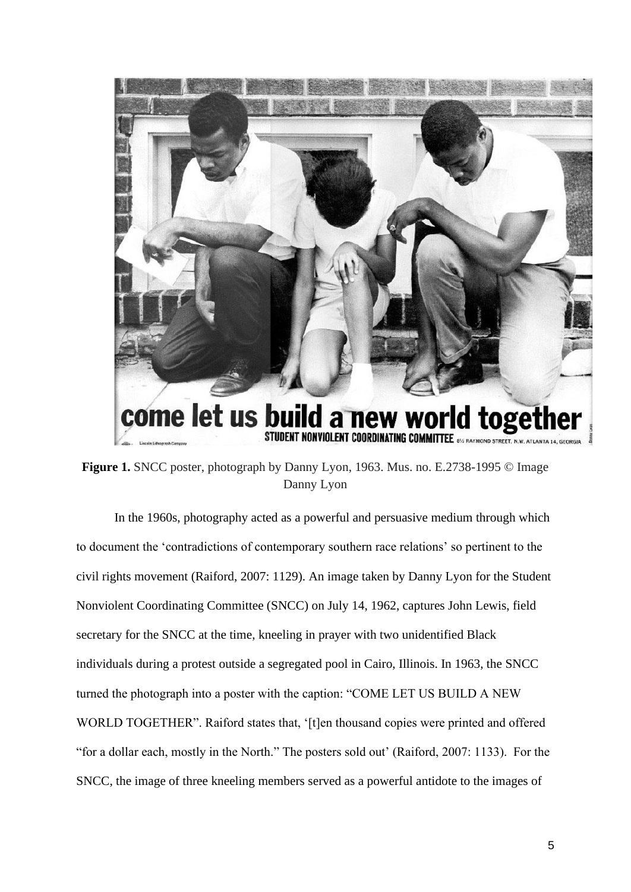**Figure 1.** SNCC poster, photograph by Danny Lyon, 1963. Mus. no. E.2738-1995 © Image Danny Lyon

In the 1960s, photography acted as a powerful and persuasive medium through which to document the 'contradictions of contemporary southern race relations' so pertinent to the civil rights movement (Raiford, 2007: 1129). An image taken by Danny Lyon for the Student Nonviolent Coordinating Committee (SNCC) on July 14, 1962, captures John Lewis, field secretary for the SNCC at the time, kneeling in prayer with two unidentified Black individuals during a protest outside a segregated pool in Cairo, Illinois. In 1963, the SNCC turned the photograph into a poster with the caption: "COME LET US BUILD A NEW WORLD TOGETHER". Raiford states that, '[t]en thousand copies were printed and offered "for a dollar each, mostly in the North." The posters sold out' (Raiford, 2007: 1133). For the SNCC, the image of three kneeling members served as a powerful antidote to the images of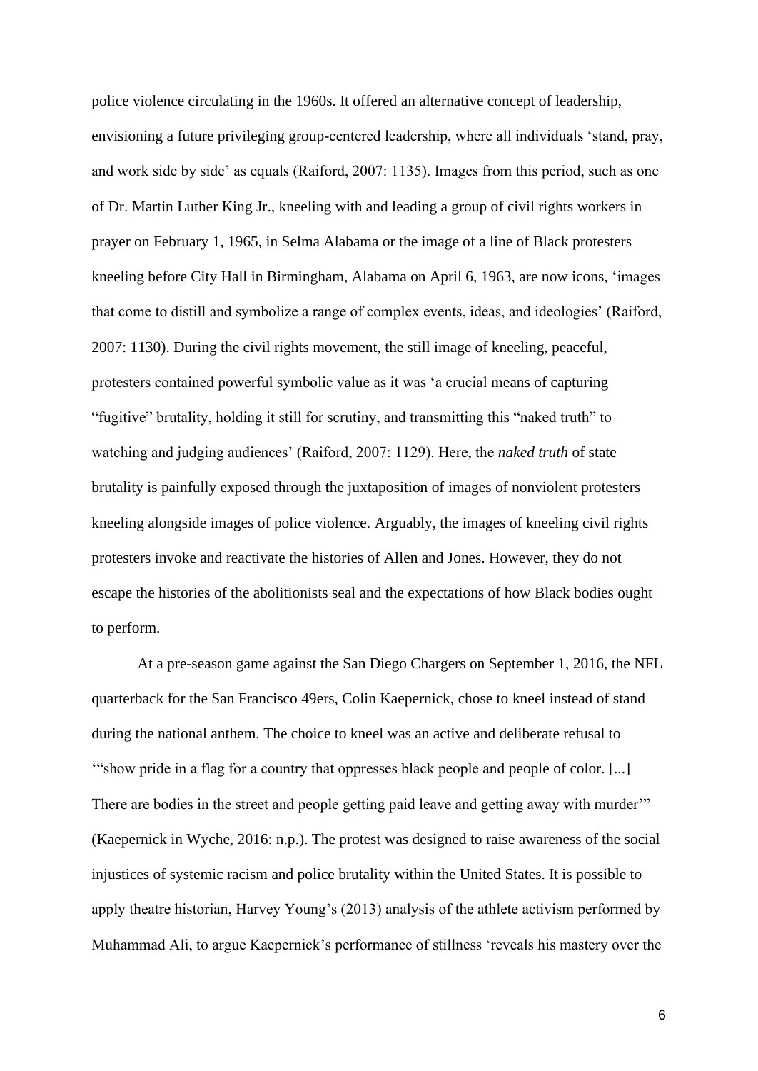police violence circulating in the 1960s. It offered an alternative concept of leadership, envisioning a future privileging group-centered leadership, where all individuals 'stand, pray, and work side by side' as equals (Raiford, 2007: 1135). Images from this period, such as one of Dr. Martin Luther King Jr., kneeling with and leading a group of civil rights workers in prayer on February 1, 1965, in Selma Alabama or the image of a line of Black protesters kneeling before City Hall in Birmingham, Alabama on April 6, 1963, are now icons, 'images that come to distill and symbolize a range of complex events, ideas, and ideologies' (Raiford, 2007: 1130). During the civil rights movement, the still image of kneeling, peaceful, protesters contained powerful symbolic value as it was 'a crucial means of capturing "fugitive" brutality, holding it still for scrutiny, and transmitting this "naked truth" to watching and judging audiences' (Raiford, 2007: 1129). Here, the *naked truth* of state brutality is painfully exposed through the juxtaposition of images of nonviolent protesters kneeling alongside images of police violence. Arguably, the images of kneeling civil rights protesters invoke and reactivate the histories of Allen and Jones. However, they do not escape the histories of the abolitionists seal and the expectations of how Black bodies ought to perform.

At a pre-season game against the San Diego Chargers on September 1, 2016, the NFL quarterback for the San Francisco 49ers, Colin Kaepernick, chose to kneel instead of stand during the national anthem. The choice to kneel was an active and deliberate refusal to '"show pride in a flag for a country that oppresses black people and people of color. [...] There are bodies in the street and people getting paid leave and getting away with murder"' (Kaepernick in Wyche, 2016: n.p.). The protest was designed to raise awareness of the social injustices of systemic racism and police brutality within the United States. It is possible to apply theatre historian, Harvey Young's (2013) analysis of the athlete activism performed by Muhammad Ali, to argue Kaepernick's performance of stillness 'reveals his mastery over the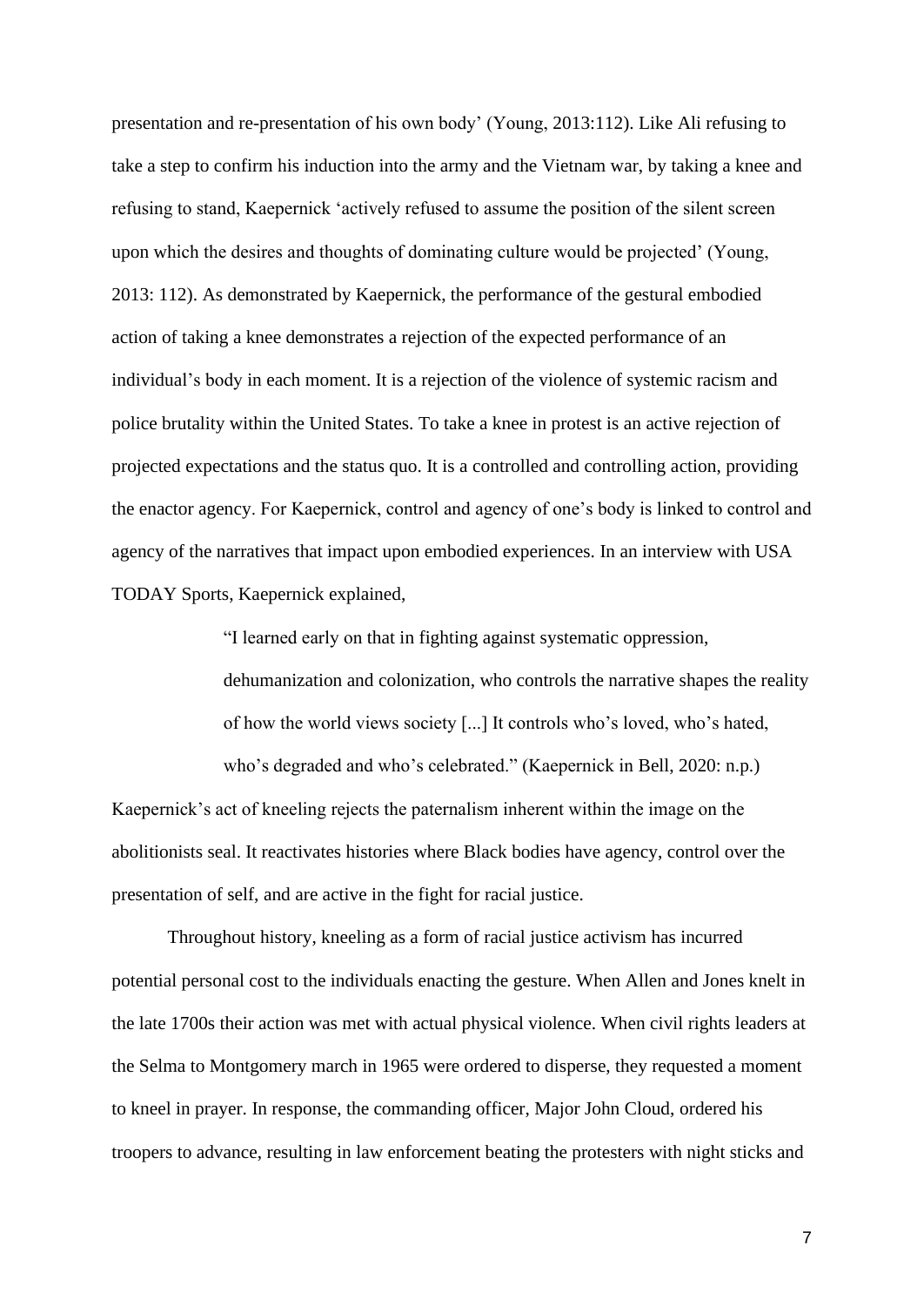presentation and re-presentation of his own body' (Young, 2013:112). Like Ali refusing to take a step to confirm his induction into the army and the Vietnam war, by taking a knee and refusing to stand, Kaepernick 'actively refused to assume the position of the silent screen upon which the desires and thoughts of dominating culture would be projected' (Young, 2013: 112). As demonstrated by Kaepernick, the performance of the gestural embodied action of taking a knee demonstrates a rejection of the expected performance of an individual's body in each moment. It is a rejection of the violence of systemic racism and police brutality within the United States. To take a knee in protest is an active rejection of projected expectations and the status quo. It is a controlled and controlling action, providing the enactor agency. For Kaepernick, control and agency of one's body is linked to control and agency of the narratives that impact upon embodied experiences. In an interview with USA TODAY Sports, Kaepernick explained,

> "I learned early on that in fighting against systematic oppression, dehumanization and colonization, who controls the narrative shapes the reality of how the world views society [...] It controls who's loved, who's hated, who's degraded and who's celebrated." (Kaepernick in Bell, 2020: n.p.)

Kaepernick's act of kneeling rejects the paternalism inherent within the image on the abolitionists seal. It reactivates histories where Black bodies have agency, control over the presentation of self, and are active in the fight for racial justice.

Throughout history, kneeling as a form of racial justice activism has incurred potential personal cost to the individuals enacting the gesture. When Allen and Jones knelt in the late 1700s their action was met with actual physical violence. When civil rights leaders at the Selma to Montgomery march in 1965 were ordered to disperse, they requested a moment to kneel in prayer. In response, the commanding officer, Major John Cloud, ordered his troopers to advance, resulting in law enforcement beating the protesters with night sticks and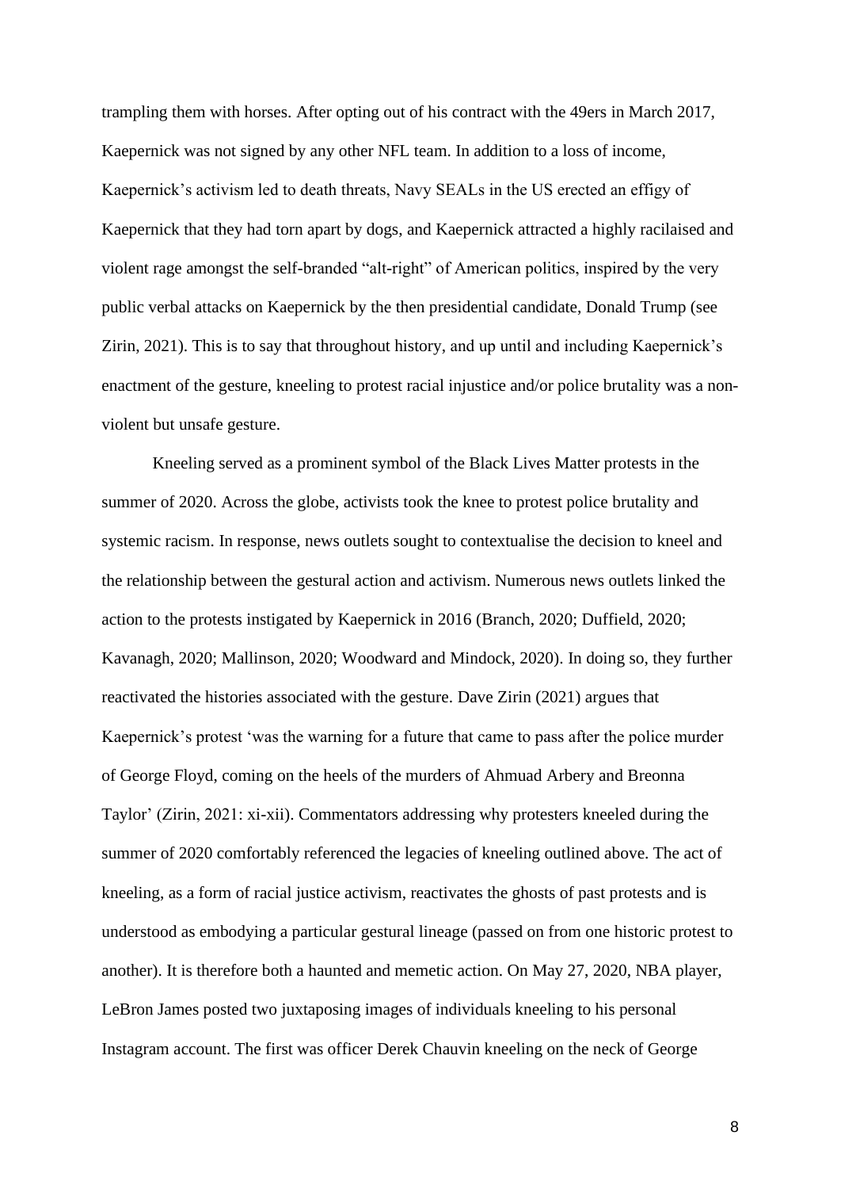trampling them with horses. After opting out of his contract with the 49ers in March 2017, Kaepernick was not signed by any other NFL team. In addition to a loss of income, Kaepernick's activism led to death threats, Navy SEALs in the US erected an effigy of Kaepernick that they had torn apart by dogs, and Kaepernick attracted a highly racilaised and violent rage amongst the self-branded "alt-right" of American politics, inspired by the very public verbal attacks on Kaepernick by the then presidential candidate, Donald Trump (see Zirin, 2021). This is to say that throughout history, and up until and including Kaepernick's enactment of the gesture, kneeling to protest racial injustice and/or police brutality was a non-violent but unsafe gesture.

Kneeling served as a prominent symbol of the Black Lives Matter protests in the summer of 2020. Across the globe, activists took the knee to protest police brutality and systemic racism. In response, news outlets sought to contextualise the decision to kneel and the relationship between the gestural action and activism. Numerous news outlets linked the action to the protests instigated by Kaepernick in 2016 (Branch, 2020; Duffield, 2020; Kavanagh, 2020; Mallinson, 2020; Woodward and Mindock, 2020). In doing so, they further reactivated the histories associated with the gesture. Dave Zirin (2021) argues that Kaepernick's protest 'was the warning for a future that came to pass after the police murder of George Floyd, coming on the heels of the murders of Ahmuad Arbery and Breonna Taylor' (Zirin, 2021: xi-xii). Commentators addressing why protesters kneeled during the summer of 2020 comfortably referenced the legacies of kneeling outlined above. The act of kneeling, as a form of racial justice activism, reactivates the ghosts of past protests and is understood as embodying a particular gestural lineage (passed on from one historic protest to another). It is therefore both a haunted and memetic action. On May 27, 2020, NBA player, LeBron James posted two juxtaposing images of individuals kneeling to his personal Instagram account. The first was officer Derek Chauvin kneeling on the neck of George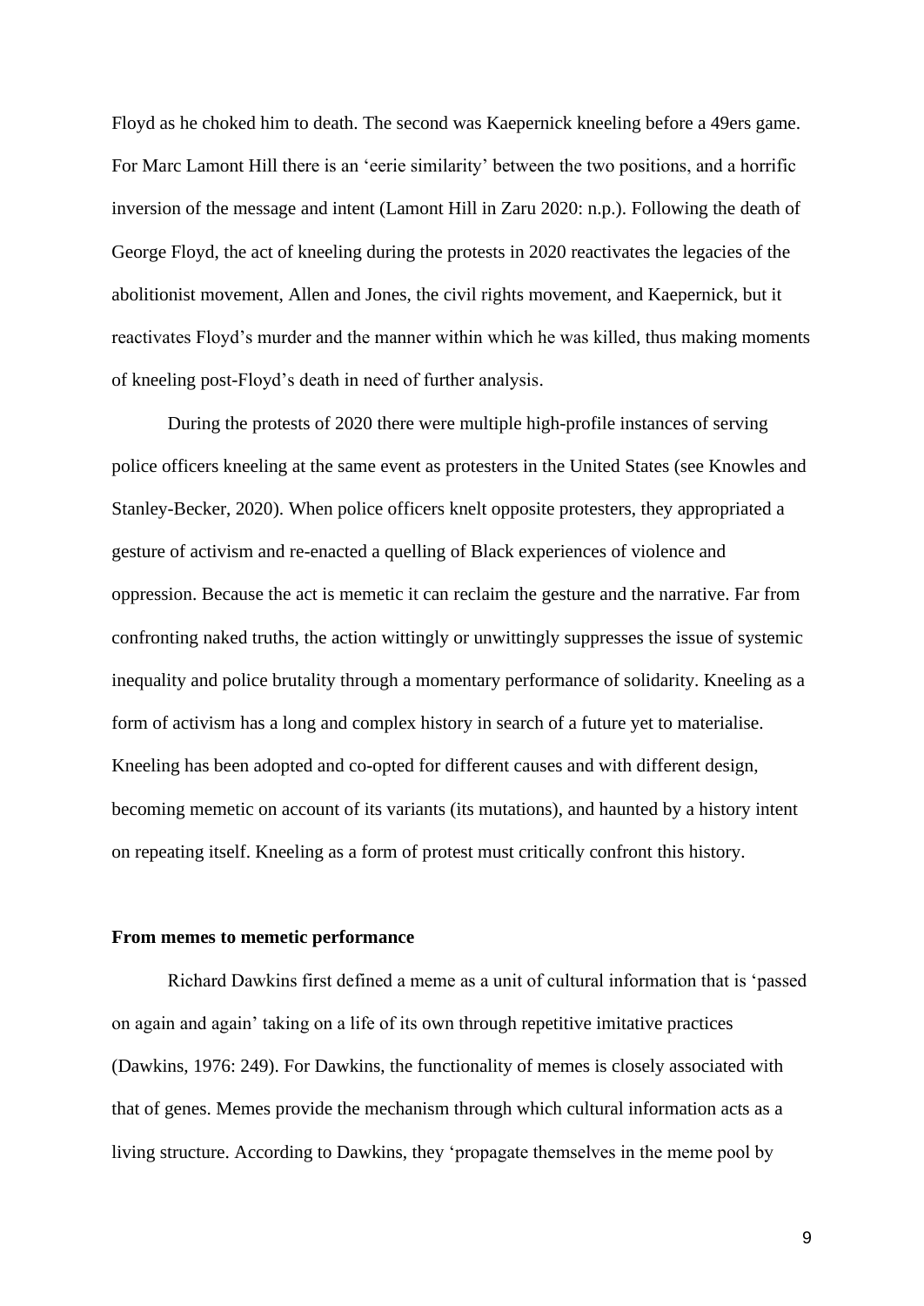Floyd as he choked him to death. The second was Kaepernick kneeling before a 49ers game. For Marc Lamont Hill there is an 'eerie similarity' between the two positions, and a horrific inversion of the message and intent (Lamont Hill in Zaru 2020: n.p.). Following the death of George Floyd, the act of kneeling during the protests in 2020 reactivates the legacies of the abolitionist movement, Allen and Jones, the civil rights movement, and Kaepernick, but it reactivates Floyd's murder and the manner within which he was killed, thus making moments of kneeling post-Floyd's death in need of further analysis.

During the protests of 2020 there were multiple high-profile instances of serving police officers kneeling at the same event as protesters in the United States (see Knowles and Stanley-Becker, 2020). When police officers knelt opposite protesters, they appropriated a gesture of activism and re-enacted a quelling of Black experiences of violence and oppression. Because the act is memetic it can reclaim the gesture and the narrative. Far from confronting naked truths, the action wittingly or unwittingly suppresses the issue of systemic inequality and police brutality through a momentary performance of solidarity. Kneeling as a form of activism has a long and complex history in search of a future yet to materialise. Kneeling has been adopted and co-opted for different causes and with different design, becoming memetic on account of its variants (its mutations), and haunted by a history intent on repeating itself. Kneeling as a form of protest must critically confront this history.

**From memes to memetic performance**

Richard Dawkins first defined a meme as a unit of cultural information that is 'passed on again and again' taking on a life of its own through repetitive imitative practices (Dawkins, 1976: 249). For Dawkins, the functionality of memes is closely associated with that of genes. Memes provide the mechanism through which cultural information acts as a living structure. According to Dawkins, they 'propagate themselves in the meme pool by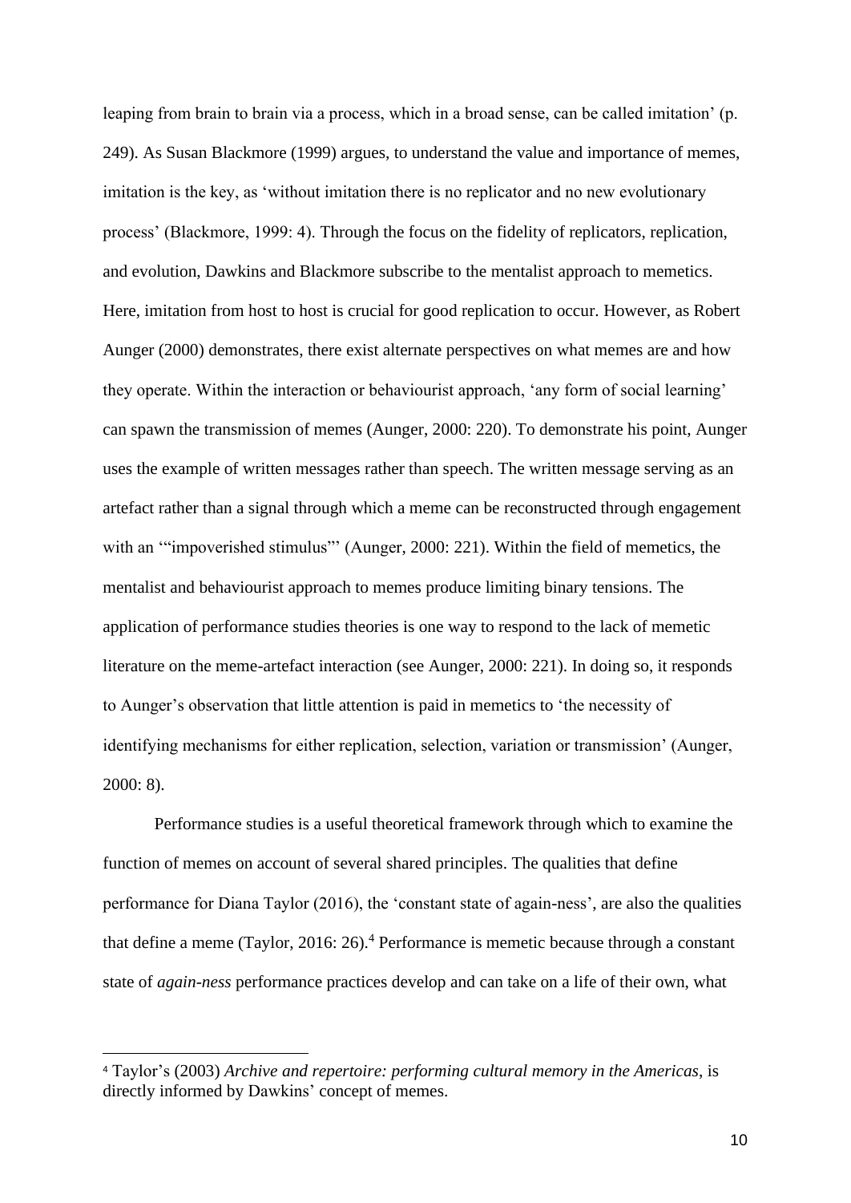leaping from brain to brain via a process, which in a broad sense, can be called imitation' (p. 249). As Susan Blackmore (1999) argues, to understand the value and importance of memes, imitation is the key, as 'without imitation there is no replicator and no new evolutionary process' (Blackmore, 1999: 4). Through the focus on the fidelity of replicators, replication, and evolution, Dawkins and Blackmore subscribe to the mentalist approach to memetics. Here, imitation from host to host is crucial for good replication to occur. However, as Robert Aunger (2000) demonstrates, there exist alternate perspectives on what memes are and how they operate. Within the interaction or behaviourist approach, 'any form of social learning' can spawn the transmission of memes (Aunger, 2000: 220). To demonstrate his point, Aunger uses the example of written messages rather than speech. The written message serving as an artefact rather than a signal through which a meme can be reconstructed through engagement with an '"impoverished stimulus"' (Aunger, 2000: 221). Within the field of memetics, the mentalist and behaviourist approach to memes produce limiting binary tensions. The application of performance studies theories is one way to respond to the lack of memetic literature on the meme-artefact interaction (see Aunger, 2000: 221). In doing so, it responds to Aunger's observation that little attention is paid in memetics to 'the necessity of identifying mechanisms for either replication, selection, variation or transmission' (Aunger, 2000: 8).

Performance studies is a useful theoretical framework through which to examine the function of memes on account of several shared principles. The qualities that define performance for Diana Taylor (2016), the 'constant state of again-ness', are also the qualities that define a meme (Taylor, 2016: 26).[4] Performance is memetic because through a constant state of *again-ness* performance practices develop and can take on a life of their own, what

[4] Taylor's (2003) *Archive and repertoire: performing cultural memory in the Americas*, is directly informed by Dawkins' concept of memes.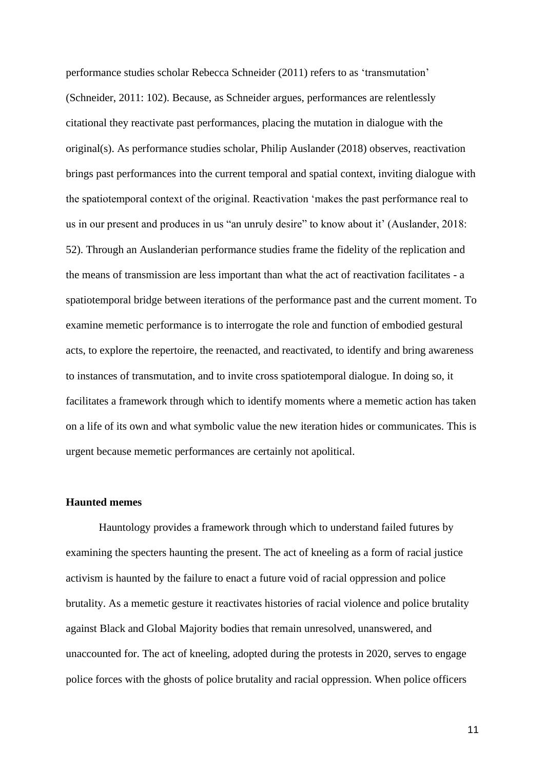performance studies scholar Rebecca Schneider (2011) refers to as 'transmutation' (Schneider, 2011: 102). Because, as Schneider argues, performances are relentlessly citational they reactivate past performances, placing the mutation in dialogue with the original(s). As performance studies scholar, Philip Auslander (2018) observes, reactivation brings past performances into the current temporal and spatial context, inviting dialogue with the spatiotemporal context of the original. Reactivation 'makes the past performance real to us in our present and produces in us "an unruly desire" to know about it' (Auslander, 2018: 52). Through an Auslanderian performance studies frame the fidelity of the replication and the means of transmission are less important than what the act of reactivation facilitates - a spatiotemporal bridge between iterations of the performance past and the current moment. To examine memetic performance is to interrogate the role and function of embodied gestural acts, to explore the repertoire, the reenacted, and reactivated, to identify and bring awareness to instances of transmutation, and to invite cross spatiotemporal dialogue. In doing so, it facilitates a framework through which to identify moments where a memetic action has taken on a life of its own and what symbolic value the new iteration hides or communicates. This is urgent because memetic performances are certainly not apolitical.

**Haunted memes**

Hauntology provides a framework through which to understand failed futures by examining the specters haunting the present. The act of kneeling as a form of racial justice activism is haunted by the failure to enact a future void of racial oppression and police brutality. As a memetic gesture it reactivates histories of racial violence and police brutality against Black and Global Majority bodies that remain unresolved, unanswered, and unaccounted for. The act of kneeling, adopted during the protests in 2020, serves to engage police forces with the ghosts of police brutality and racial oppression. When police officers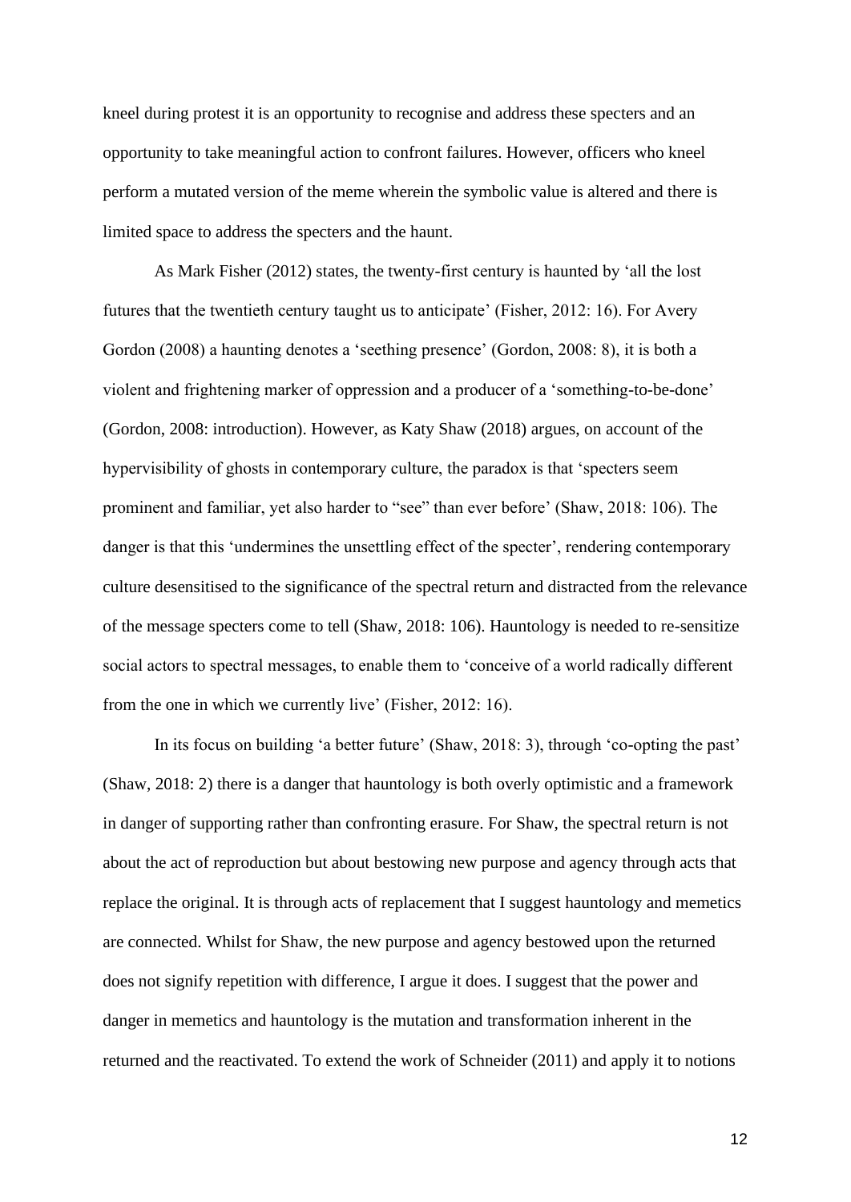kneel during protest it is an opportunity to recognise and address these specters and an opportunity to take meaningful action to confront failures. However, officers who kneel perform a mutated version of the meme wherein the symbolic value is altered and there is limited space to address the specters and the haunt.

As Mark Fisher (2012) states, the twenty-first century is haunted by 'all the lost futures that the twentieth century taught us to anticipate' (Fisher, 2012: 16). For Avery Gordon (2008) a haunting denotes a 'seething presence' (Gordon, 2008: 8), it is both a violent and frightening marker of oppression and a producer of a 'something-to-be-done' (Gordon, 2008: introduction). However, as Katy Shaw (2018) argues, on account of the hypervisibility of ghosts in contemporary culture, the paradox is that 'specters seem prominent and familiar, yet also harder to "see" than ever before' (Shaw, 2018: 106). The danger is that this 'undermines the unsettling effect of the specter', rendering contemporary culture desensitised to the significance of the spectral return and distracted from the relevance of the message specters come to tell (Shaw, 2018: 106). Hauntology is needed to re-sensitize social actors to spectral messages, to enable them to 'conceive of a world radically different from the one in which we currently live' (Fisher, 2012: 16).

In its focus on building 'a better future' (Shaw, 2018: 3), through 'co-opting the past' (Shaw, 2018: 2) there is a danger that hauntology is both overly optimistic and a framework in danger of supporting rather than confronting erasure. For Shaw, the spectral return is not about the act of reproduction but about bestowing new purpose and agency through acts that replace the original. It is through acts of replacement that I suggest hauntology and memetics are connected. Whilst for Shaw, the new purpose and agency bestowed upon the returned does not signify repetition with difference, I argue it does. I suggest that the power and danger in memetics and hauntology is the mutation and transformation inherent in the returned and the reactivated. To extend the work of Schneider (2011) and apply it to notions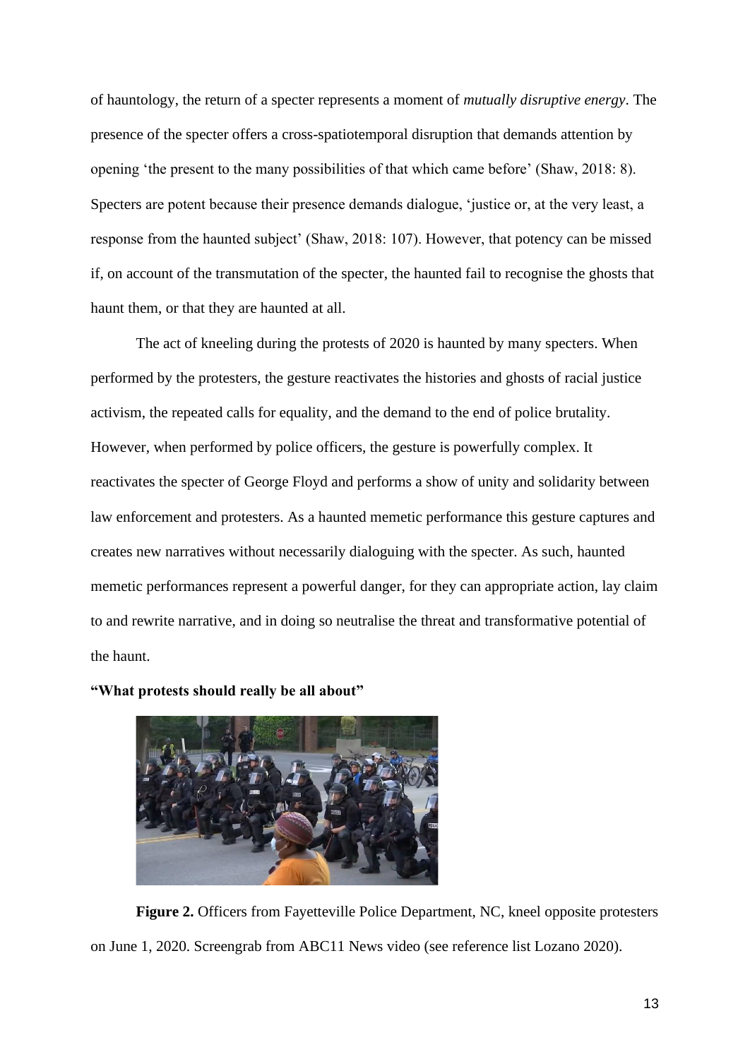of hauntology, the return of a specter represents a moment of *mutually disruptive energy*. The presence of the specter offers a cross-spatiotemporal disruption that demands attention by opening 'the present to the many possibilities of that which came before' (Shaw, 2018: 8). Specters are potent because their presence demands dialogue, 'justice or, at the very least, a response from the haunted subject' (Shaw, 2018: 107). However, that potency can be missed if, on account of the transmutation of the specter, the haunted fail to recognise the ghosts that haunt them, or that they are haunted at all.

The act of kneeling during the protests of 2020 is haunted by many specters. When performed by the protesters, the gesture reactivates the histories and ghosts of racial justice activism, the repeated calls for equality, and the demand to the end of police brutality. However, when performed by police officers, the gesture is powerfully complex. It reactivates the specter of George Floyd and performs a show of unity and solidarity between law enforcement and protesters. As a haunted memetic performance this gesture captures and creates new narratives without necessarily dialoguing with the specter. As such, haunted memetic performances represent a powerful danger, for they can appropriate action, lay claim to and rewrite narrative, and in doing so neutralise the threat and transformative potential of the haunt.

**"What protests should really be all about"**

**Figure 2.** Officers from Fayetteville Police Department, NC, kneel opposite protesters on June 1, 2020. Screengrab from ABC11 News video (see reference list Lozano 2020).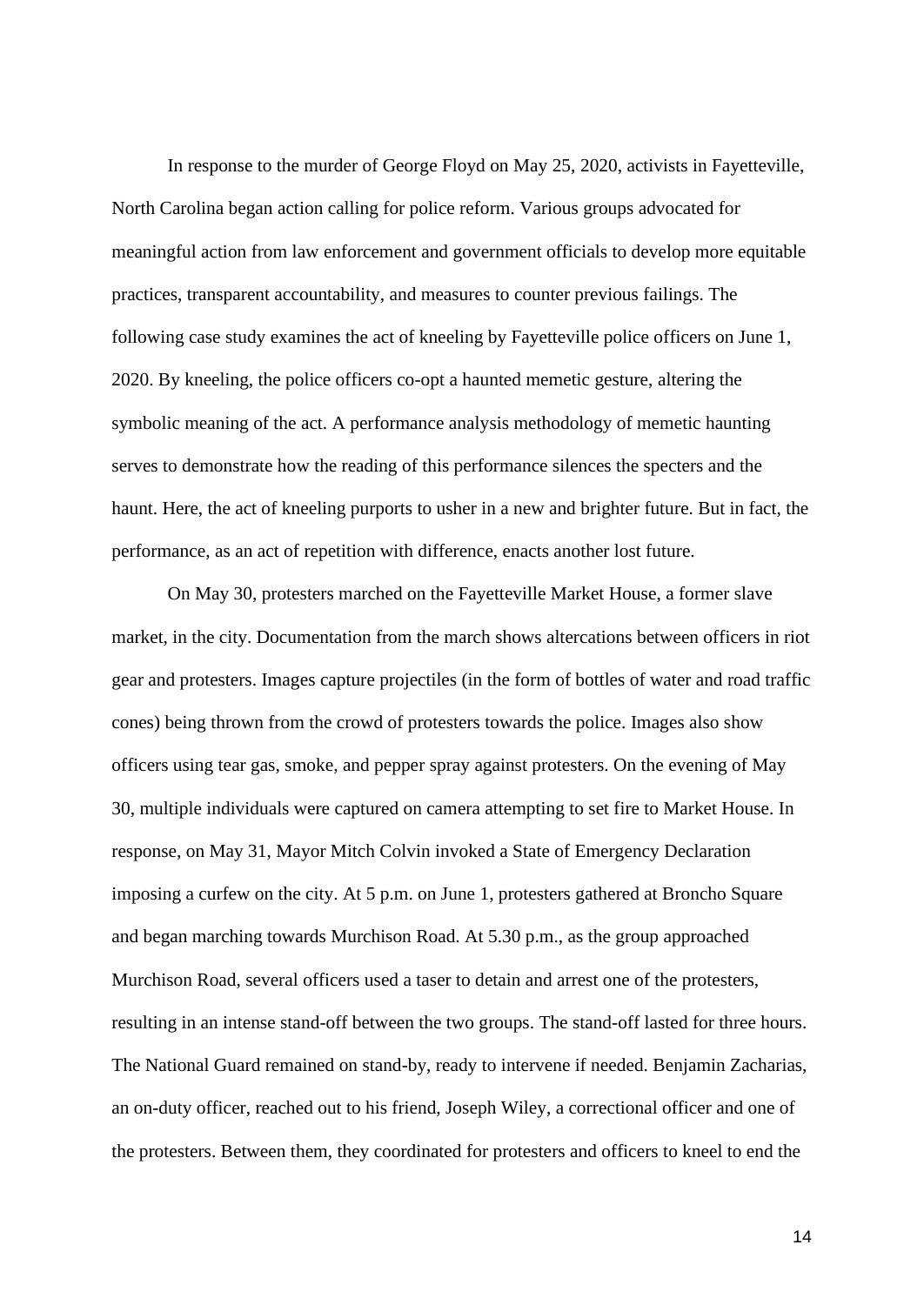In response to the murder of George Floyd on May 25, 2020, activists in Fayetteville, North Carolina began action calling for police reform. Various groups advocated for meaningful action from law enforcement and government officials to develop more equitable practices, transparent accountability, and measures to counter previous failings. The following case study examines the act of kneeling by Fayetteville police officers on June 1, 2020. By kneeling, the police officers co-opt a haunted memetic gesture, altering the symbolic meaning of the act. A performance analysis methodology of memetic haunting serves to demonstrate how the reading of this performance silences the specters and the haunt. Here, the act of kneeling purports to usher in a new and brighter future. But in fact, the performance, as an act of repetition with difference, enacts another lost future.

On May 30, protesters marched on the Fayetteville Market House, a former slave market, in the city. Documentation from the march shows altercations between officers in riot gear and protesters. Images capture projectiles (in the form of bottles of water and road traffic cones) being thrown from the crowd of protesters towards the police. Images also show officers using tear gas, smoke, and pepper spray against protesters. On the evening of May 30, multiple individuals were captured on camera attempting to set fire to Market House. In response, on May 31, Mayor Mitch Colvin invoked a State of Emergency Declaration imposing a curfew on the city. At 5 p.m. on June 1, protesters gathered at Broncho Square and began marching towards Murchison Road. At 5.30 p.m., as the group approached Murchison Road, several officers used a taser to detain and arrest one of the protesters, resulting in an intense stand-off between the two groups. The stand-off lasted for three hours. The National Guard remained on stand-by, ready to intervene if needed. Benjamin Zacharias, an on-duty officer, reached out to his friend, Joseph Wiley, a correctional officer and one of the protesters. Between them, they coordinated for protesters and officers to kneel to end the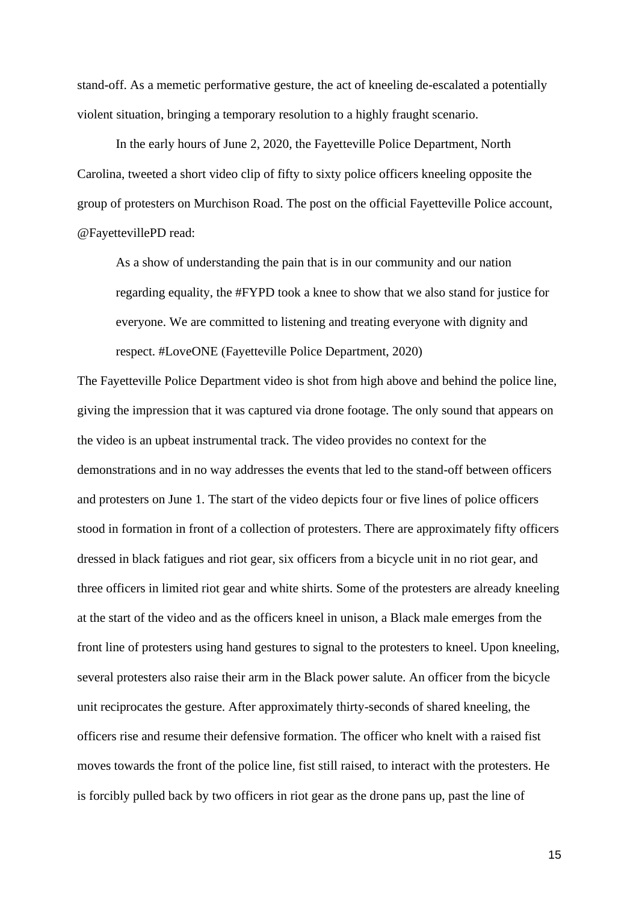stand-off. As a memetic performative gesture, the act of kneeling de-escalated a potentially violent situation, bringing a temporary resolution to a highly fraught scenario.

In the early hours of June 2, 2020, the Fayetteville Police Department, North Carolina, tweeted a short video clip of fifty to sixty police officers kneeling opposite the group of protesters on Murchison Road. The post on the official Fayetteville Police account, @FayettevillePD read:

> As a show of understanding the pain that is in our community and our nation regarding equality, the #FYPD took a knee to show that we also stand for justice for everyone. We are committed to listening and treating everyone with dignity and respect. #LoveONE (Fayetteville Police Department, 2020)

The Fayetteville Police Department video is shot from high above and behind the police line, giving the impression that it was captured via drone footage. The only sound that appears on the video is an upbeat instrumental track. The video provides no context for the demonstrations and in no way addresses the events that led to the stand-off between officers and protesters on June 1. The start of the video depicts four or five lines of police officers stood in formation in front of a collection of protesters. There are approximately fifty officers dressed in black fatigues and riot gear, six officers from a bicycle unit in no riot gear, and three officers in limited riot gear and white shirts. Some of the protesters are already kneeling at the start of the video and as the officers kneel in unison, a Black male emerges from the front line of protesters using hand gestures to signal to the protesters to kneel. Upon kneeling, several protesters also raise their arm in the Black power salute. An officer from the bicycle unit reciprocates the gesture. After approximately thirty-seconds of shared kneeling, the officers rise and resume their defensive formation. The officer who knelt with a raised fist moves towards the front of the police line, fist still raised, to interact with the protesters. He is forcibly pulled back by two officers in riot gear as the drone pans up, past the line of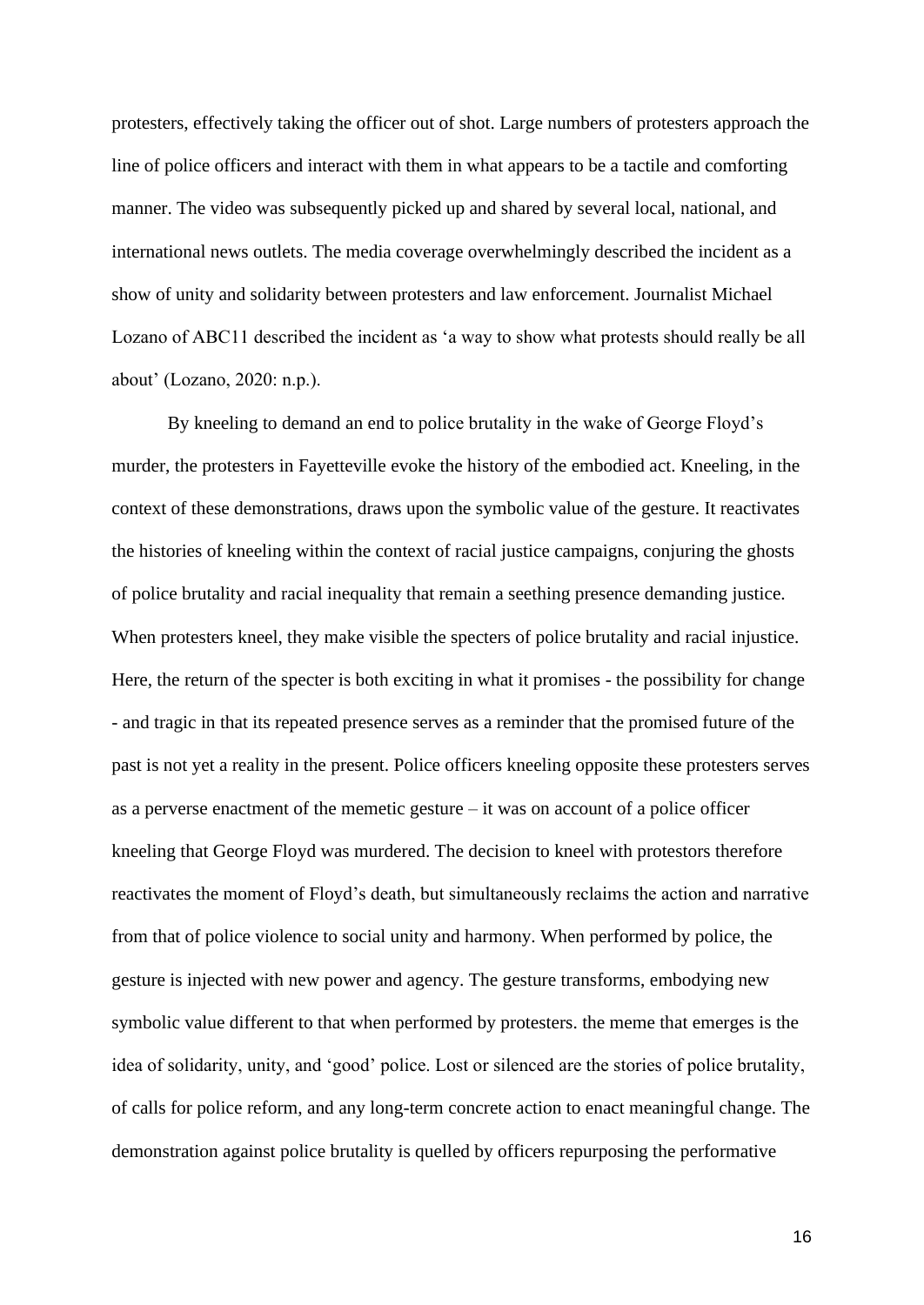protesters, effectively taking the officer out of shot. Large numbers of protesters approach the line of police officers and interact with them in what appears to be a tactile and comforting manner. The video was subsequently picked up and shared by several local, national, and international news outlets. The media coverage overwhelmingly described the incident as a show of unity and solidarity between protesters and law enforcement. Journalist Michael Lozano of ABC11 described the incident as 'a way to show what protests should really be all about' (Lozano, 2020: n.p.).

By kneeling to demand an end to police brutality in the wake of George Floyd's murder, the protesters in Fayetteville evoke the history of the embodied act. Kneeling, in the context of these demonstrations, draws upon the symbolic value of the gesture. It reactivates the histories of kneeling within the context of racial justice campaigns, conjuring the ghosts of police brutality and racial inequality that remain a seething presence demanding justice. When protesters kneel, they make visible the specters of police brutality and racial injustice. Here, the return of the specter is both exciting in what it promises - the possibility for change - and tragic in that its repeated presence serves as a reminder that the promised future of the past is not yet a reality in the present. Police officers kneeling opposite these protesters serves as a perverse enactment of the memetic gesture – it was on account of a police officer kneeling that George Floyd was murdered. The decision to kneel with protestors therefore reactivates the moment of Floyd's death, but simultaneously reclaims the action and narrative from that of police violence to social unity and harmony. When performed by police, the gesture is injected with new power and agency. The gesture transforms, embodying new symbolic value different to that when performed by protesters. the meme that emerges is the idea of solidarity, unity, and 'good' police. Lost or silenced are the stories of police brutality, of calls for police reform, and any long-term concrete action to enact meaningful change. The demonstration against police brutality is quelled by officers repurposing the performative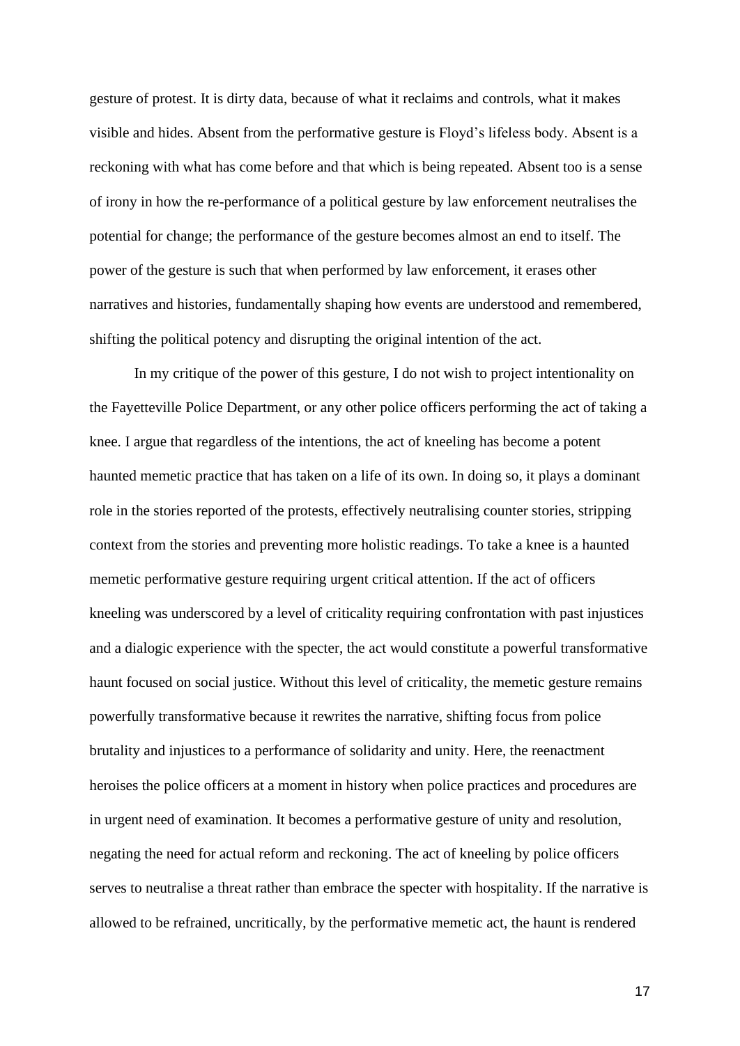gesture of protest. It is dirty data, because of what it reclaims and controls, what it makes visible and hides. Absent from the performative gesture is Floyd's lifeless body. Absent is a reckoning with what has come before and that which is being repeated. Absent too is a sense of irony in how the re-performance of a political gesture by law enforcement neutralises the potential for change; the performance of the gesture becomes almost an end to itself. The power of the gesture is such that when performed by law enforcement, it erases other narratives and histories, fundamentally shaping how events are understood and remembered, shifting the political potency and disrupting the original intention of the act.

In my critique of the power of this gesture, I do not wish to project intentionality on the Fayetteville Police Department, or any other police officers performing the act of taking a knee. I argue that regardless of the intentions, the act of kneeling has become a potent haunted memetic practice that has taken on a life of its own. In doing so, it plays a dominant role in the stories reported of the protests, effectively neutralising counter stories, stripping context from the stories and preventing more holistic readings. To take a knee is a haunted memetic performative gesture requiring urgent critical attention. If the act of officers kneeling was underscored by a level of criticality requiring confrontation with past injustices and a dialogic experience with the specter, the act would constitute a powerful transformative haunt focused on social justice. Without this level of criticality, the memetic gesture remains powerfully transformative because it rewrites the narrative, shifting focus from police brutality and injustices to a performance of solidarity and unity. Here, the reenactment heroises the police officers at a moment in history when police practices and procedures are in urgent need of examination. It becomes a performative gesture of unity and resolution, negating the need for actual reform and reckoning. The act of kneeling by police officers serves to neutralise a threat rather than embrace the specter with hospitality. If the narrative is allowed to be refrained, uncritically, by the performative memetic act, the haunt is rendered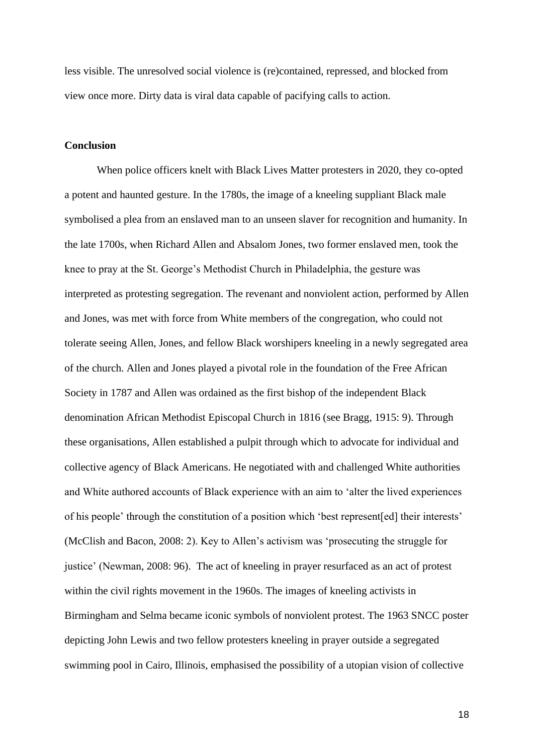less visible. The unresolved social violence is (re)contained, repressed, and blocked from view once more. Dirty data is viral data capable of pacifying calls to action.

**Conclusion**

When police officers knelt with Black Lives Matter protesters in 2020, they co-opted a potent and haunted gesture. In the 1780s, the image of a kneeling suppliant Black male symbolised a plea from an enslaved man to an unseen slaver for recognition and humanity. In the late 1700s, when Richard Allen and Absalom Jones, two former enslaved men, took the knee to pray at the St. George's Methodist Church in Philadelphia, the gesture was interpreted as protesting segregation. The revenant and nonviolent action, performed by Allen and Jones, was met with force from White members of the congregation, who could not tolerate seeing Allen, Jones, and fellow Black worshipers kneeling in a newly segregated area of the church. Allen and Jones played a pivotal role in the foundation of the Free African Society in 1787 and Allen was ordained as the first bishop of the independent Black denomination African Methodist Episcopal Church in 1816 (see Bragg, 1915: 9). Through these organisations, Allen established a pulpit through which to advocate for individual and collective agency of Black Americans. He negotiated with and challenged White authorities and White authored accounts of Black experience with an aim to 'alter the lived experiences of his people' through the constitution of a position which 'best represent[ed] their interests' (McClish and Bacon, 2008: 2). Key to Allen's activism was 'prosecuting the struggle for justice' (Newman, 2008: 96). The act of kneeling in prayer resurfaced as an act of protest within the civil rights movement in the 1960s. The images of kneeling activists in Birmingham and Selma became iconic symbols of nonviolent protest. The 1963 SNCC poster depicting John Lewis and two fellow protesters kneeling in prayer outside a segregated swimming pool in Cairo, Illinois, emphasised the possibility of a utopian vision of collective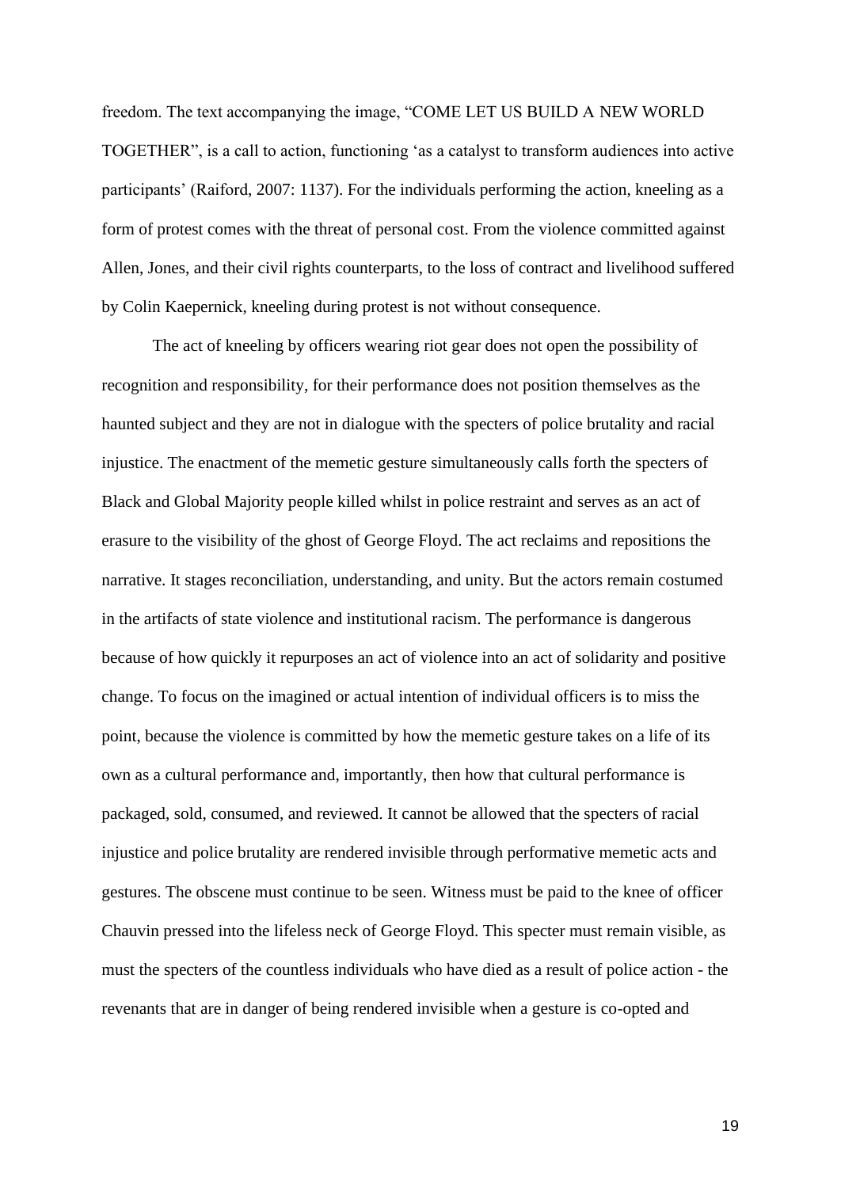freedom. The text accompanying the image, “COME LET US BUILD A NEW WORLD TOGETHER”, is a call to action, functioning ‘as a catalyst to transform audiences into active participants’ (Raiford, 2007: 1137). For the individuals performing the action, kneeling as a form of protest comes with the threat of personal cost. From the violence committed against Allen, Jones, and their civil rights counterparts, to the loss of contract and livelihood suffered by Colin Kaepernick, kneeling during protest is not without consequence.

The act of kneeling by officers wearing riot gear does not open the possibility of recognition and responsibility, for their performance does not position themselves as the haunted subject and they are not in dialogue with the specters of police brutality and racial injustice. The enactment of the memetic gesture simultaneously calls forth the specters of Black and Global Majority people killed whilst in police restraint and serves as an act of erasure to the visibility of the ghost of George Floyd. The act reclaims and repositions the narrative. It stages reconciliation, understanding, and unity. But the actors remain costumed in the artifacts of state violence and institutional racism. The performance is dangerous because of how quickly it repurposes an act of violence into an act of solidarity and positive change. To focus on the imagined or actual intention of individual officers is to miss the point, because the violence is committed by how the memetic gesture takes on a life of its own as a cultural performance and, importantly, then how that cultural performance is packaged, sold, consumed, and reviewed. It cannot be allowed that the specters of racial injustice and police brutality are rendered invisible through performative memetic acts and gestures. The obscene must continue to be seen. Witness must be paid to the knee of officer Chauvin pressed into the lifeless neck of George Floyd. This specter must remain visible, as must the specters of the countless individuals who have died as a result of police action - the revenants that are in danger of being rendered invisible when a gesture is co-opted and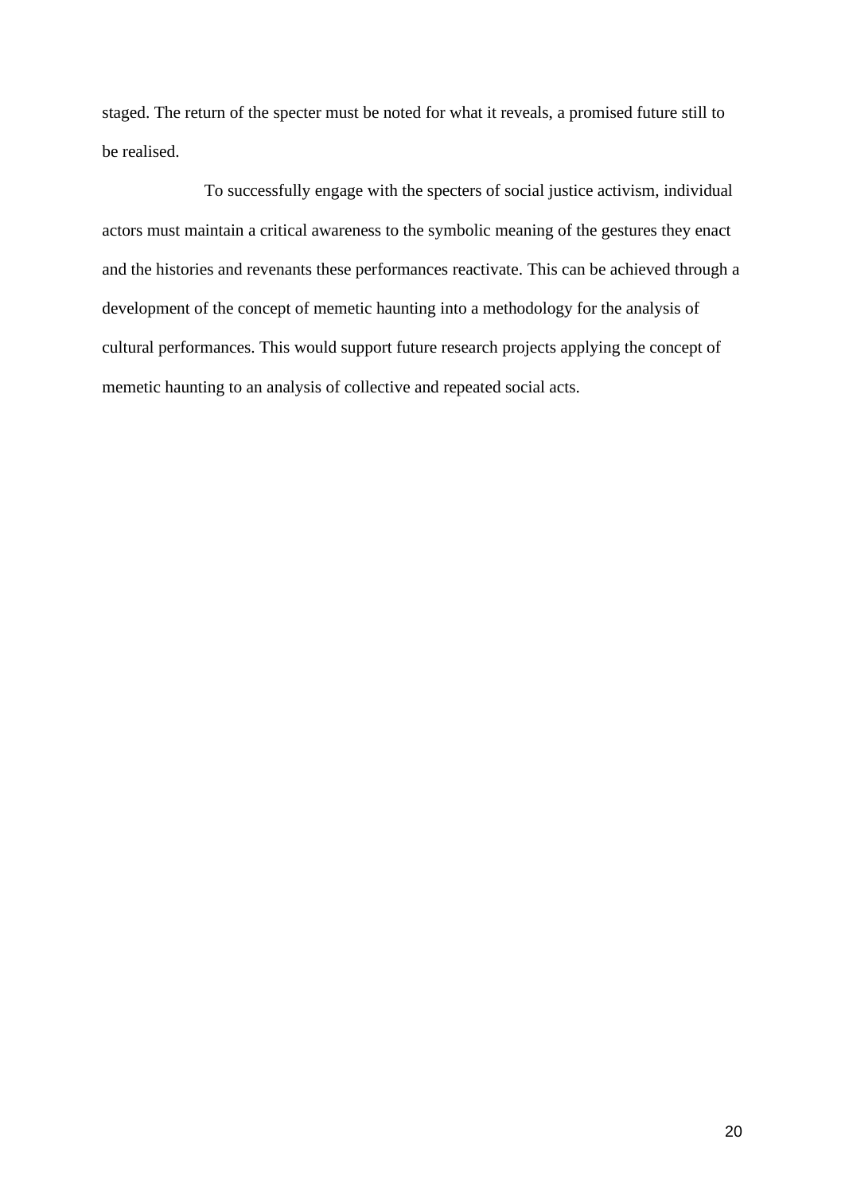staged. The return of the specter must be noted for what it reveals, a promised future still to be realised.

To successfully engage with the specters of social justice activism, individual actors must maintain a critical awareness to the symbolic meaning of the gestures they enact and the histories and revenants these performances reactivate. This can be achieved through a development of the concept of memetic haunting into a methodology for the analysis of cultural performances. This would support future research projects applying the concept of memetic haunting to an analysis of collective and repeated social acts.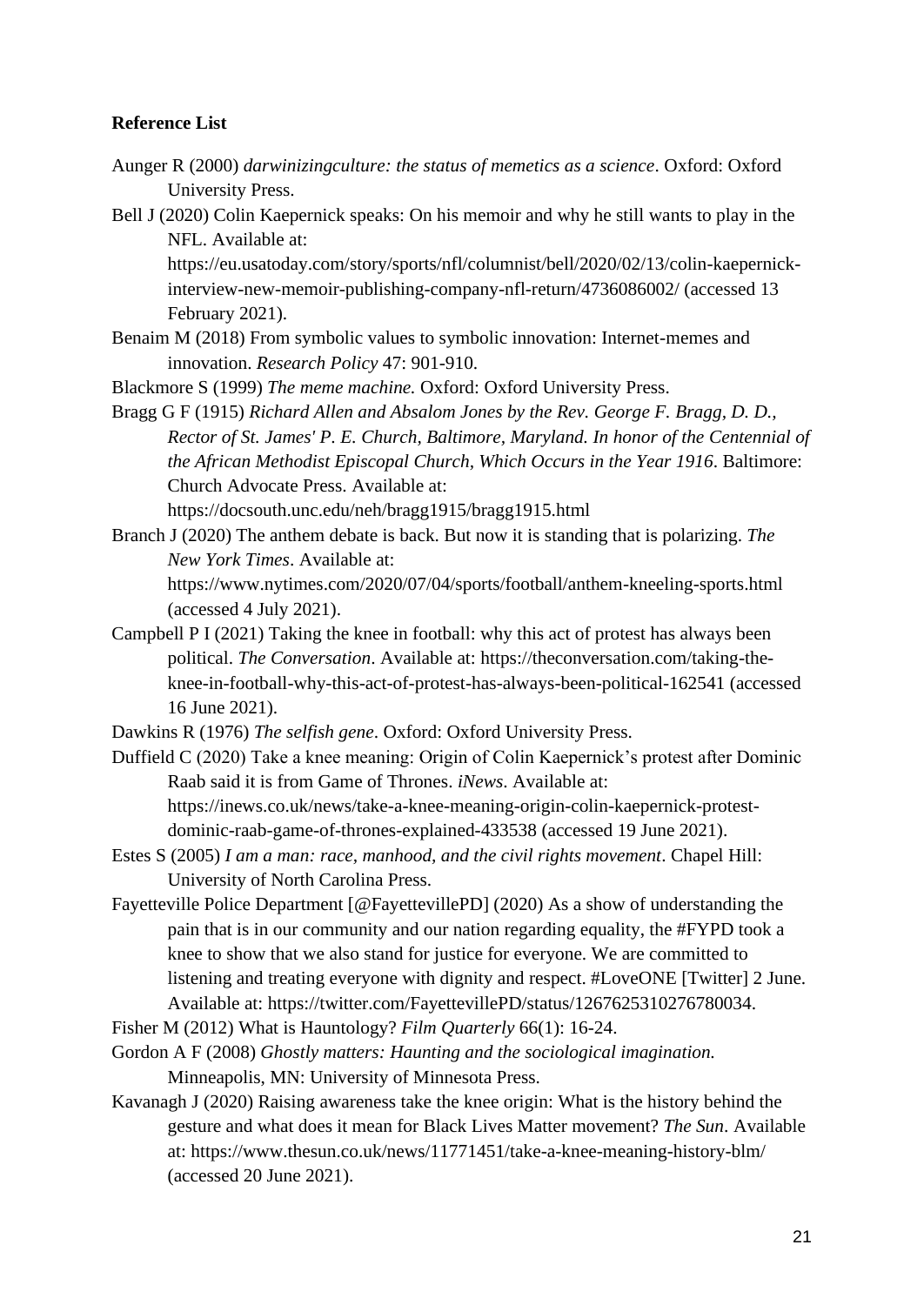**Reference List**

Aunger R (2000) *darwinizingculture: the status of memetics as a science*. Oxford: Oxford University Press.

Bell J (2020) Colin Kaepernick speaks: On his memoir and why he still wants to play in the NFL. Available at: https://eu.usatoday.com/story/sports/nfl/columnist/bell/2020/02/13/colin-kaepernick-interview-new-memoir-publishing-company-nfl-return/4736086002/ (accessed 13 February 2021).

Benaim M (2018) From symbolic values to symbolic innovation: Internet-memes and innovation. *Research Policy* 47: 901-910.

Blackmore S (1999) *The meme machine.* Oxford: Oxford University Press.

Bragg G F (1915) *Richard Allen and Absalom Jones by the Rev. George F. Bragg, D. D., Rector of St. James' P. E. Church, Baltimore, Maryland. In honor of the Centennial of the African Methodist Episcopal Church, Which Occurs in the Year 1916*. Baltimore: Church Advocate Press. Available at: https://docsouth.unc.edu/neh/bragg1915/bragg1915.html

Branch J (2020) The anthem debate is back. But now it is standing that is polarizing. *The New York Times*. Available at: https://www.nytimes.com/2020/07/04/sports/football/anthem-kneeling-sports.html (accessed 4 July 2021).

Campbell P I (2021) Taking the knee in football: why this act of protest has always been political. *The Conversation*. Available at: https://theconversation.com/taking-the-knee-in-football-why-this-act-of-protest-has-always-been-political-162541 (accessed 16 June 2021).

Dawkins R (1976) *The selfish gene*. Oxford: Oxford University Press.

Duffield C (2020) Take a knee meaning: Origin of Colin Kaepernick's protest after Dominic Raab said it is from Game of Thrones. *iNews*. Available at: https://inews.co.uk/news/take-a-knee-meaning-origin-colin-kaepernick-protest-dominic-raab-game-of-thrones-explained-433538 (accessed 19 June 2021).

Estes S (2005) *I am a man: race, manhood, and the civil rights movement*. Chapel Hill: University of North Carolina Press.

Fayetteville Police Department [@FayettevillePD] (2020) As a show of understanding the pain that is in our community and our nation regarding equality, the #FYPD took a knee to show that we also stand for justice for everyone. We are committed to listening and treating everyone with dignity and respect. #LoveONE [Twitter] 2 June. Available at: https://twitter.com/FayettevillePD/status/1267625310276780034.

Fisher M (2012) What is Hauntology? *Film Quarterly* 66(1): 16-24.

Gordon A F (2008) *Ghostly matters: Haunting and the sociological imagination.* Minneapolis, MN: University of Minnesota Press.

Kavanagh J (2020) Raising awareness take the knee origin: What is the history behind the gesture and what does it mean for Black Lives Matter movement? *The Sun*. Available at: https://www.thesun.co.uk/news/11771451/take-a-knee-meaning-history-blm/ (accessed 20 June 2021).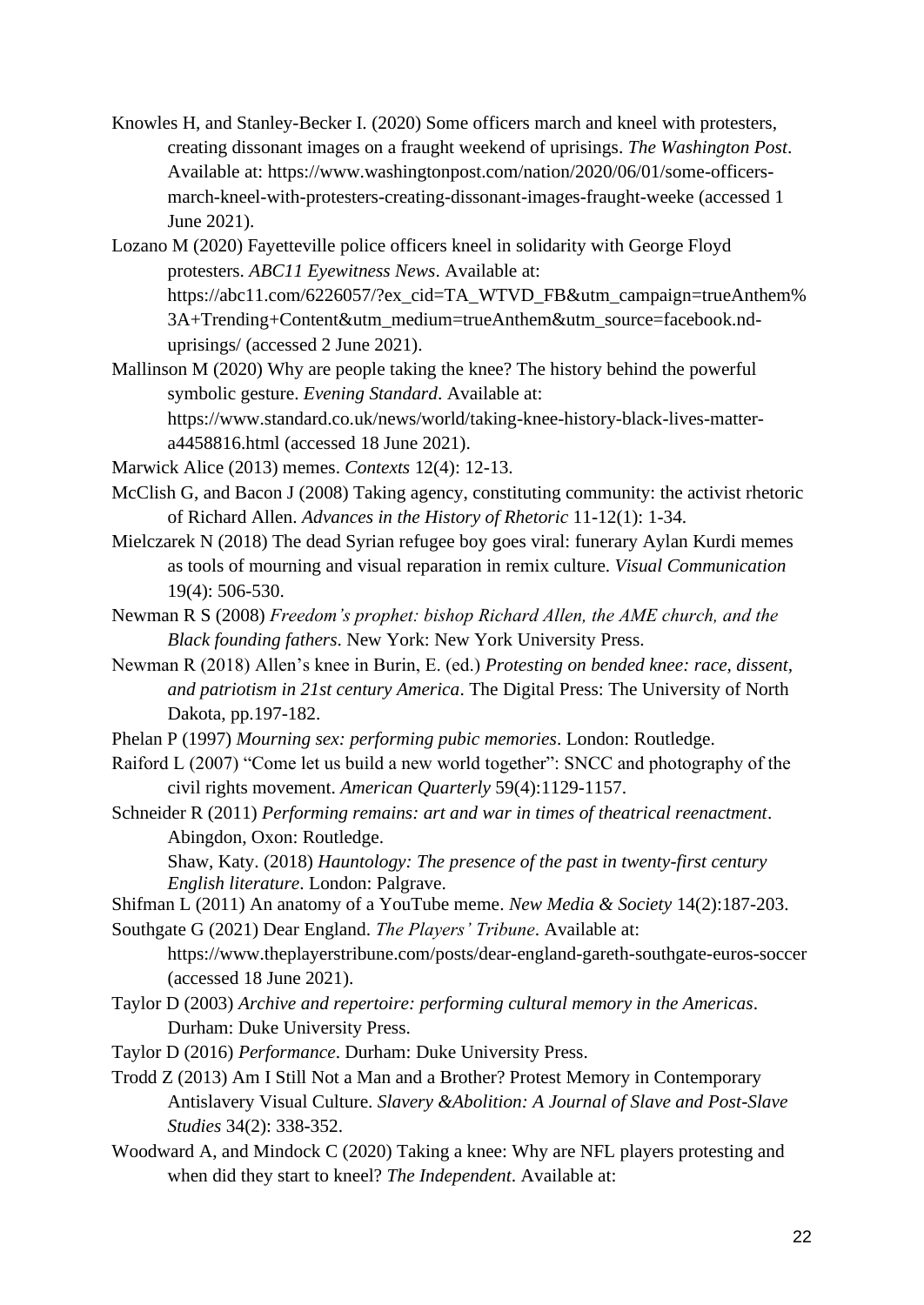Knowles H, and Stanley-Becker I. (2020) Some officers march and kneel with protesters, creating dissonant images on a fraught weekend of uprisings. *The Washington Post*. Available at: https://www.washingtonpost.com/nation/2020/06/01/some-officers-march-kneel-with-protesters-creating-dissonant-images-fraught-weeke (accessed 1 June 2021).

Lozano M (2020) Fayetteville police officers kneel in solidarity with George Floyd protesters. *ABC11 Eyewitness News*. Available at: https://abc11.com/6226057/?ex_cid=TA_WTVD_FB&utm_campaign=trueAnthem%3A+Trending+Content&utm_medium=trueAnthem&utm_source=facebook.nd-uprisings/ (accessed 2 June 2021).

Mallinson M (2020) Why are people taking the knee? The history behind the powerful symbolic gesture. *Evening Standard*. Available at: https://www.standard.co.uk/news/world/taking-knee-history-black-lives-matter-a4458816.html (accessed 18 June 2021).

Marwick Alice (2013) memes. *Contexts* 12(4): 12-13.

McClish G, and Bacon J (2008) Taking agency, constituting community: the activist rhetoric of Richard Allen. *Advances in the History of Rhetoric* 11-12(1): 1-34.

Mielczarek N (2018) The dead Syrian refugee boy goes viral: funerary Aylan Kurdi memes as tools of mourning and visual reparation in remix culture. *Visual Communication* 19(4): 506-530.

Newman R S (2008) *Freedom's prophet: bishop Richard Allen, the AME church, and the Black founding fathers*. New York: New York University Press.

Newman R (2018) Allen's knee in Burin, E. (ed.) *Protesting on bended knee: race, dissent, and patriotism in 21st century America*. The Digital Press: The University of North Dakota, pp.197-182.

Phelan P (1997) *Mourning sex: performing pubic memories*. London: Routledge.

Raiford L (2007) "Come let us build a new world together": SNCC and photography of the civil rights movement. *American Quarterly* 59(4):1129-1157.

Schneider R (2011) *Performing remains: art and war in times of theatrical reenactment*. Abingdon, Oxon: Routledge.

Shaw, Katy. (2018) *Hauntology: The presence of the past in twenty-first century English literature*. London: Palgrave.

Shifman L (2011) An anatomy of a YouTube meme. *New Media & Society* 14(2):187-203.

Southgate G (2021) Dear England. *The Players' Tribune*. Available at: https://www.theplayerstribune.com/posts/dear-england-gareth-southgate-euros-soccer (accessed 18 June 2021).

Taylor D (2003) *Archive and repertoire: performing cultural memory in the Americas*. Durham: Duke University Press.

Taylor D (2016) *Performance*. Durham: Duke University Press.

Trodd Z (2013) Am I Still Not a Man and a Brother? Protest Memory in Contemporary Antislavery Visual Culture. *Slavery &Abolition: A Journal of Slave and Post-Slave Studies* 34(2): 338-352.

Woodward A, and Mindock C (2020) Taking a knee: Why are NFL players protesting and when did they start to kneel? *The Independent*. Available at: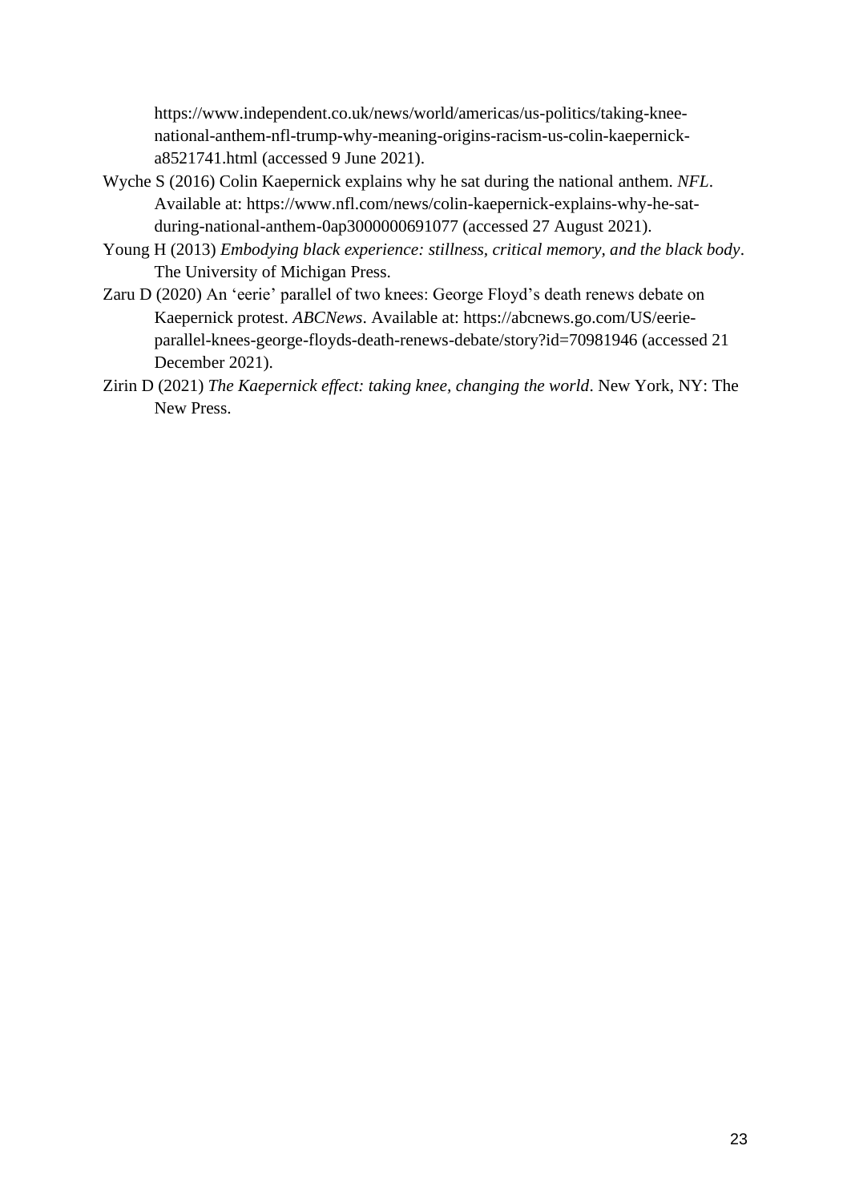https://www.independent.co.uk/news/world/americas/us-politics/taking-knee-national-anthem-nfl-trump-why-meaning-origins-racism-us-colin-kaepernick-a8521741.html (accessed 9 June 2021).

Wyche S (2016) Colin Kaepernick explains why he sat during the national anthem. *NFL*. Available at: https://www.nfl.com/news/colin-kaepernick-explains-why-he-sat-during-national-anthem-0ap3000000691077 (accessed 27 August 2021).

Young H (2013) *Embodying black experience: stillness, critical memory, and the black body*. The University of Michigan Press.

Zaru D (2020) An 'eerie' parallel of two knees: George Floyd's death renews debate on Kaepernick protest. *ABCNews*. Available at: https://abcnews.go.com/US/eerie-parallel-knees-george-floyds-death-renews-debate/story?id=70981946 (accessed 21 December 2021).

Zirin D (2021) *The Kaepernick effect: taking knee, changing the world*. New York, NY: The New Press.